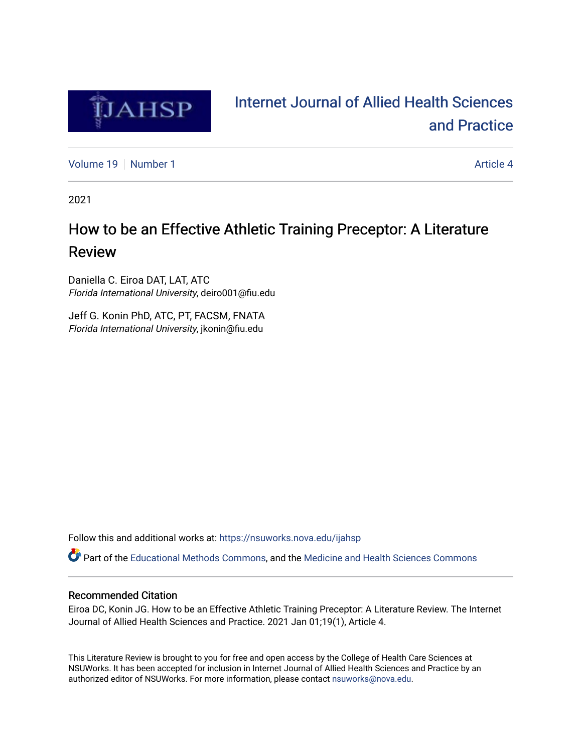# Internet Journal of Allied Health Sciences and Practice

Volume 19 | Number 1 | Article 4

2021

## How to be an Effective Athletic Training Preceptor: A Literature Review

Daniella C. Eiroa DAT, LAT, ATC
*Florida International University*, deiro001@fiu.edu

Jeff G. Konin PhD, ATC, PT, FACSM, FNATA
*Florida International University*, jkonin@fiu.edu

Follow this and additional works at: https://nsuworks.nova.edu/ijahsp

Part of the Educational Methods Commons, and the Medicine and Health Sciences Commons

### Recommended Citation

Eiroa DC, Konin JG. How to be an Effective Athletic Training Preceptor: A Literature Review. The Internet Journal of Allied Health Sciences and Practice. 2021 Jan 01;19(1), Article 4.

This Literature Review is brought to you for free and open access by the College of Health Care Sciences at NSUWorks. It has been accepted for inclusion in Internet Journal of Allied Health Sciences and Practice by an authorized editor of NSUWorks. For more information, please contact nsuworks@nova.edu.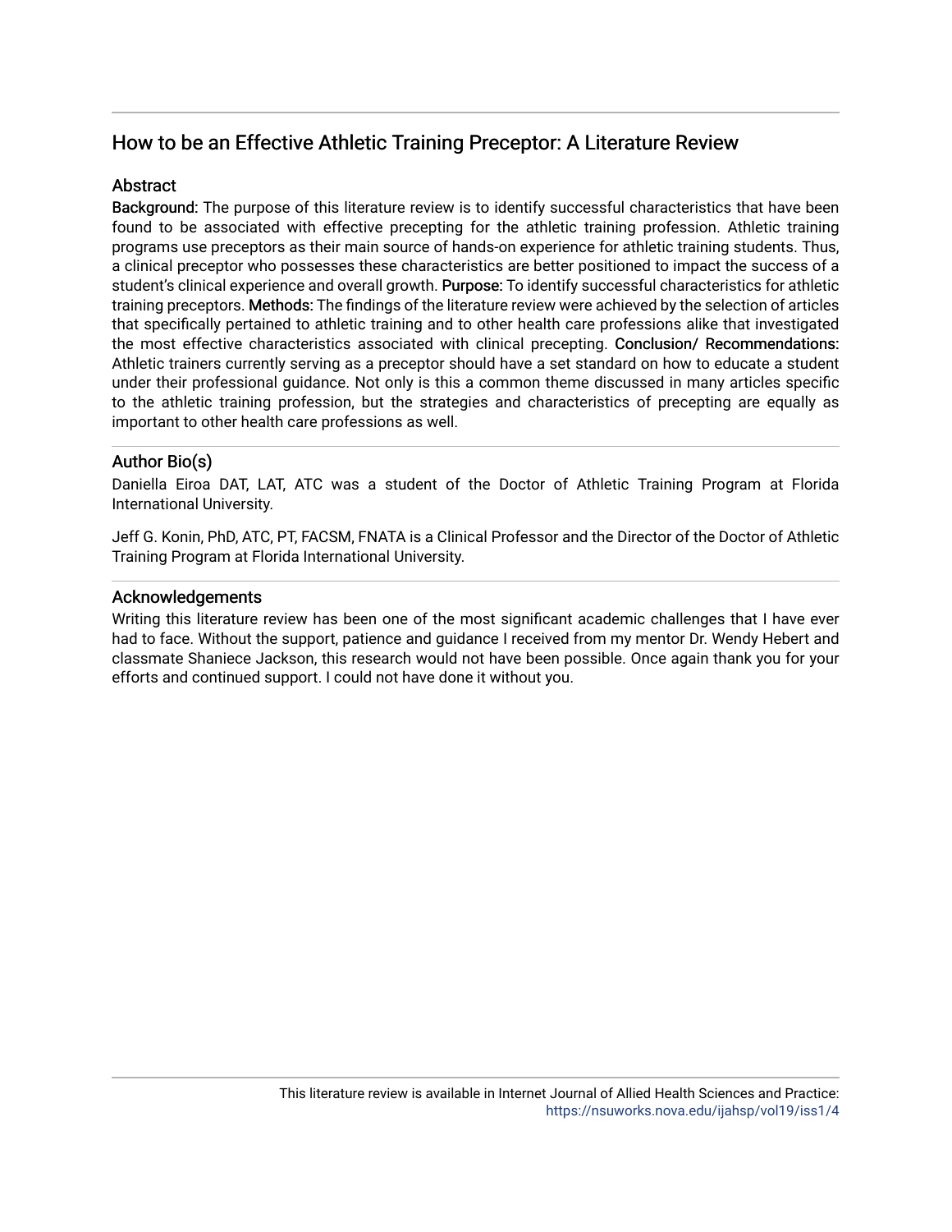# How to be an Effective Athletic Training Preceptor: A Literature Review

## Abstract

**Background:** The purpose of this literature review is to identify successful characteristics that have been found to be associated with effective precepting for the athletic training profession. Athletic training programs use preceptors as their main source of hands-on experience for athletic training students. Thus, a clinical preceptor who possesses these characteristics are better positioned to impact the success of a student's clinical experience and overall growth. **Purpose:** To identify successful characteristics for athletic training preceptors. **Methods:** The findings of the literature review were achieved by the selection of articles that specifically pertained to athletic training and to other health care professions alike that investigated the most effective characteristics associated with clinical precepting. **Conclusion/ Recommendations:** Athletic trainers currently serving as a preceptor should have a set standard on how to educate a student under their professional guidance. Not only is this a common theme discussed in many articles specific to the athletic training profession, but the strategies and characteristics of precepting are equally as important to other health care professions as well.

## Author Bio(s)

Daniella Eiroa DAT, LAT, ATC was a student of the Doctor of Athletic Training Program at Florida International University.

Jeff G. Konin, PhD, ATC, PT, FACSM, FNATA is a Clinical Professor and the Director of the Doctor of Athletic Training Program at Florida International University.

## Acknowledgements

Writing this literature review has been one of the most significant academic challenges that I have ever had to face. Without the support, patience and guidance I received from my mentor Dr. Wendy Hebert and classmate Shaniece Jackson, this research would not have been possible. Once again thank you for your efforts and continued support. I could not have done it without you.

This literature review is available in Internet Journal of Allied Health Sciences and Practice: https://nsuworks.nova.edu/ijahsp/vol19/iss1/4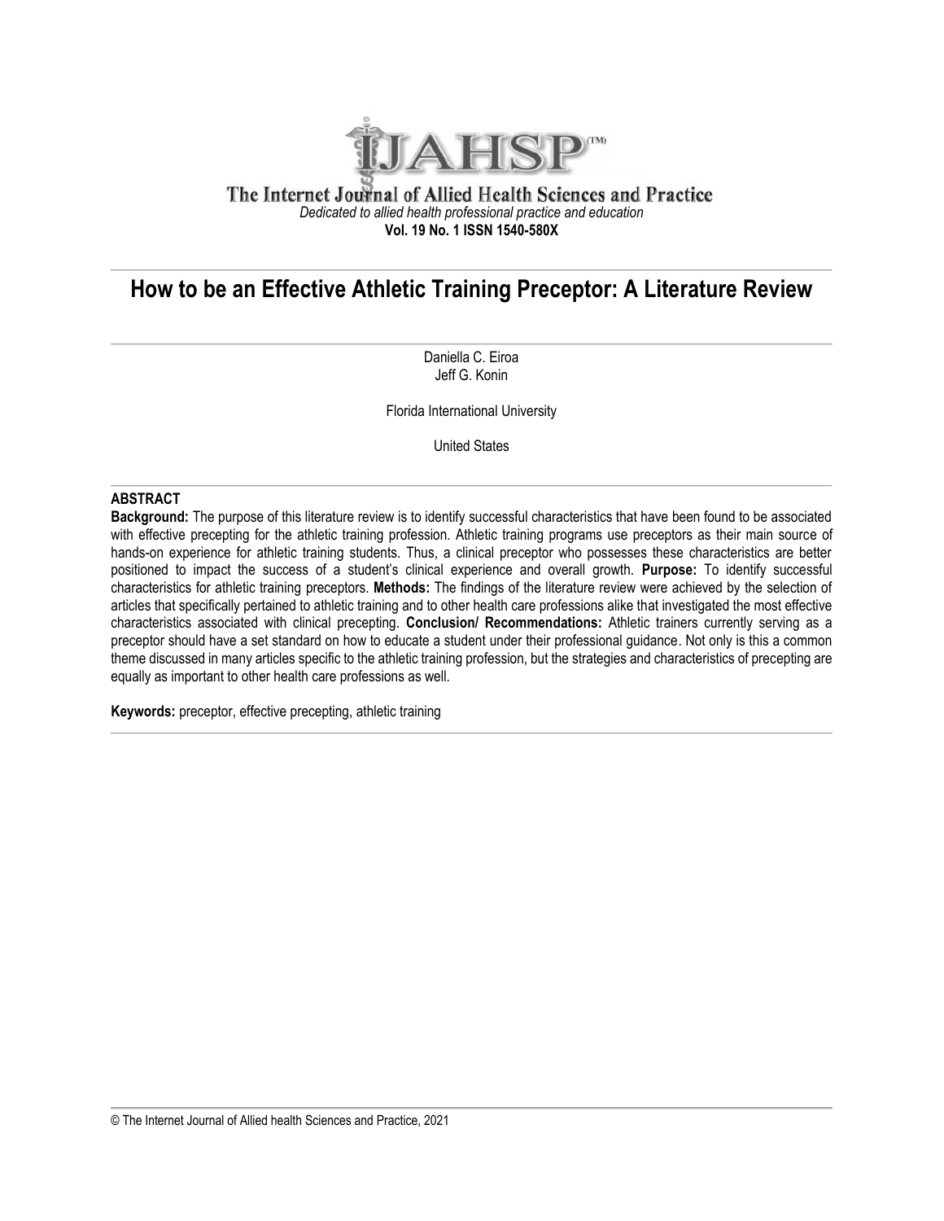The Internet Journal of Allied Health Sciences and Practice

*Dedicated to allied health professional practice and education*

**Vol. 19 No. 1 ISSN 1540-580X**

# How to be an Effective Athletic Training Preceptor: A Literature Review

Daniella C. Eiroa
Jeff G. Konin

Florida International University

United States

## ABSTRACT

**Background:** The purpose of this literature review is to identify successful characteristics that have been found to be associated with effective precepting for the athletic training profession. Athletic training programs use preceptors as their main source of hands-on experience for athletic training students. Thus, a clinical preceptor who possesses these characteristics are better positioned to impact the success of a student's clinical experience and overall growth. **Purpose:** To identify successful characteristics for athletic training preceptors. **Methods:** The findings of the literature review were achieved by the selection of articles that specifically pertained to athletic training and to other health care professions alike that investigated the most effective characteristics associated with clinical precepting. **Conclusion/ Recommendations:** Athletic trainers currently serving as a preceptor should have a set standard on how to educate a student under their professional guidance. Not only is this a common theme discussed in many articles specific to the athletic training profession, but the strategies and characteristics of precepting are equally as important to other health care professions as well.

**Keywords:** preceptor, effective precepting, athletic training

© The Internet Journal of Allied health Sciences and Practice, 2021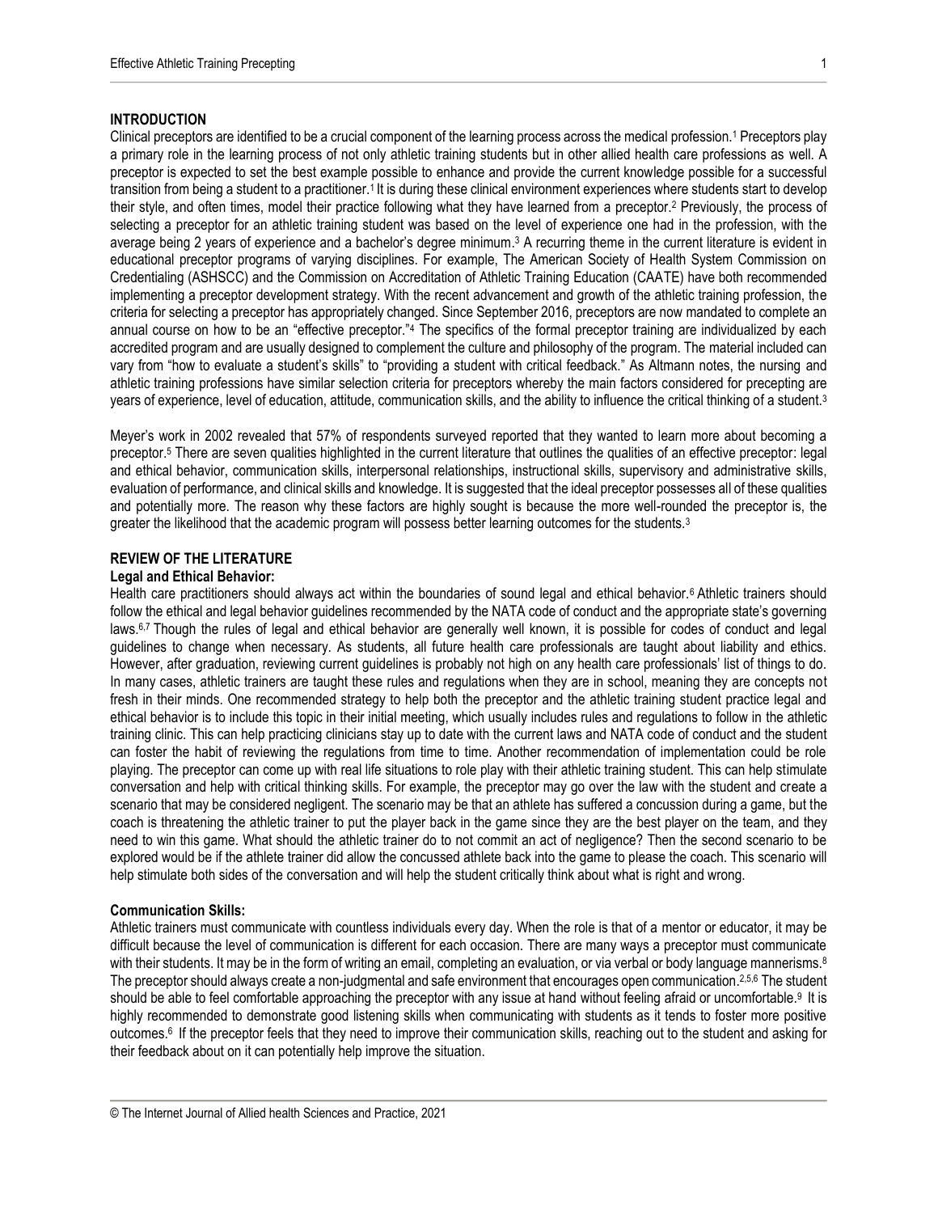## INTRODUCTION

Clinical preceptors are identified to be a crucial component of the learning process across the medical profession.[1] Preceptors play a primary role in the learning process of not only athletic training students but in other allied health care professions as well. A preceptor is expected to set the best example possible to enhance and provide the current knowledge possible for a successful transition from being a student to a practitioner.[1] It is during these clinical environment experiences where students start to develop their style, and often times, model their practice following what they have learned from a preceptor.[2] Previously, the process of selecting a preceptor for an athletic training student was based on the level of experience one had in the profession, with the average being 2 years of experience and a bachelor's degree minimum.[3] A recurring theme in the current literature is evident in educational preceptor programs of varying disciplines. For example, The American Society of Health System Commission on Credentialing (ASHSCC) and the Commission on Accreditation of Athletic Training Education (CAATE) have both recommended implementing a preceptor development strategy. With the recent advancement and growth of the athletic training profession, the criteria for selecting a preceptor has appropriately changed. Since September 2016, preceptors are now mandated to complete an annual course on how to be an "effective preceptor."[4] The specifics of the formal preceptor training are individualized by each accredited program and are usually designed to complement the culture and philosophy of the program. The material included can vary from "how to evaluate a student's skills" to "providing a student with critical feedback." As Altmann notes, the nursing and athletic training professions have similar selection criteria for preceptors whereby the main factors considered for precepting are years of experience, level of education, attitude, communication skills, and the ability to influence the critical thinking of a student.[3]

Meyer's work in 2002 revealed that 57% of respondents surveyed reported that they wanted to learn more about becoming a preceptor.[5] There are seven qualities highlighted in the current literature that outlines the qualities of an effective preceptor: legal and ethical behavior, communication skills, interpersonal relationships, instructional skills, supervisory and administrative skills, evaluation of performance, and clinical skills and knowledge. It is suggested that the ideal preceptor possesses all of these qualities and potentially more. The reason why these factors are highly sought is because the more well-rounded the preceptor is, the greater the likelihood that the academic program will possess better learning outcomes for the students.[3]

## REVIEW OF THE LITERATURE

### Legal and Ethical Behavior:

Health care practitioners should always act within the boundaries of sound legal and ethical behavior.[6] Athletic trainers should follow the ethical and legal behavior guidelines recommended by the NATA code of conduct and the appropriate state's governing laws.[6,7] Though the rules of legal and ethical behavior are generally well known, it is possible for codes of conduct and legal guidelines to change when necessary. As students, all future health care professionals are taught about liability and ethics. However, after graduation, reviewing current guidelines is probably not high on any health care professionals' list of things to do. In many cases, athletic trainers are taught these rules and regulations when they are in school, meaning they are concepts not fresh in their minds. One recommended strategy to help both the preceptor and the athletic training student practice legal and ethical behavior is to include this topic in their initial meeting, which usually includes rules and regulations to follow in the athletic training clinic. This can help practicing clinicians stay up to date with the current laws and NATA code of conduct and the student can foster the habit of reviewing the regulations from time to time. Another recommendation of implementation could be role playing. The preceptor can come up with real life situations to role play with their athletic training student. This can help stimulate conversation and help with critical thinking skills. For example, the preceptor may go over the law with the student and create a scenario that may be considered negligent. The scenario may be that an athlete has suffered a concussion during a game, but the coach is threatening the athletic trainer to put the player back in the game since they are the best player on the team, and they need to win this game. What should the athletic trainer do to not commit an act of negligence? Then the second scenario to be explored would be if the athlete trainer did allow the concussed athlete back into the game to please the coach. This scenario will help stimulate both sides of the conversation and will help the student critically think about what is right and wrong.

### Communication Skills:

Athletic trainers must communicate with countless individuals every day. When the role is that of a mentor or educator, it may be difficult because the level of communication is different for each occasion. There are many ways a preceptor must communicate with their students. It may be in the form of writing an email, completing an evaluation, or via verbal or body language mannerisms.[8] The preceptor should always create a non-judgmental and safe environment that encourages open communication.[2,5,6] The student should be able to feel comfortable approaching the preceptor with any issue at hand without feeling afraid or uncomfortable.[9] It is highly recommended to demonstrate good listening skills when communicating with students as it tends to foster more positive outcomes.[6] If the preceptor feels that they need to improve their communication skills, reaching out to the student and asking for their feedback about on it can potentially help improve the situation.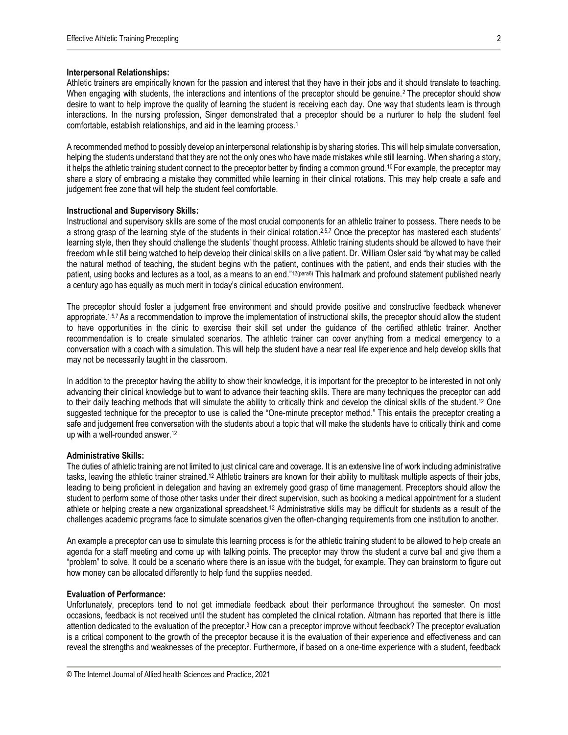**Interpersonal Relationships:**
Athletic trainers are empirically known for the passion and interest that they have in their jobs and it should translate to teaching. When engaging with students, the interactions and intentions of the preceptor should be genuine.[2] The preceptor should show desire to want to help improve the quality of learning the student is receiving each day. One way that students learn is through interactions. In the nursing profession, Singer demonstrated that a preceptor should be a nurturer to help the student feel comfortable, establish relationships, and aid in the learning process.[1]

A recommended method to possibly develop an interpersonal relationship is by sharing stories. This will help simulate conversation, helping the students understand that they are not the only ones who have made mistakes while still learning. When sharing a story, it helps the athletic training student connect to the preceptor better by finding a common ground.[10] For example, the preceptor may share a story of embracing a mistake they committed while learning in their clinical rotations. This may help create a safe and judgement free zone that will help the student feel comfortable.

**Instructional and Supervisory Skills:**
Instructional and supervisory skills are some of the most crucial components for an athletic trainer to possess. There needs to be a strong grasp of the learning style of the students in their clinical rotation.[2,5,7] Once the preceptor has mastered each students' learning style, then they should challenge the students' thought process. Athletic training students should be allowed to have their freedom while still being watched to help develop their clinical skills on a live patient. Dr. William Osler said "by what may be called the natural method of teaching, the student begins with the patient, continues with the patient, and ends their studies with the patient, using books and lectures as a tool, as a means to an end."[12(para6)] This hallmark and profound statement published nearly a century ago has equally as much merit in today's clinical education environment.

The preceptor should foster a judgement free environment and should provide positive and constructive feedback whenever appropriate.[1,5,7] As a recommendation to improve the implementation of instructional skills, the preceptor should allow the student to have opportunities in the clinic to exercise their skill set under the guidance of the certified athletic trainer. Another recommendation is to create simulated scenarios. The athletic trainer can cover anything from a medical emergency to a conversation with a coach with a simulation. This will help the student have a near real life experience and help develop skills that may not be necessarily taught in the classroom.

In addition to the preceptor having the ability to show their knowledge, it is important for the preceptor to be interested in not only advancing their clinical knowledge but to want to advance their teaching skills. There are many techniques the preceptor can add to their daily teaching methods that will simulate the ability to critically think and develop the clinical skills of the student.[12] One suggested technique for the preceptor to use is called the "One-minute preceptor method." This entails the preceptor creating a safe and judgement free conversation with the students about a topic that will make the students have to critically think and come up with a well-rounded answer.[12]

**Administrative Skills:**
The duties of athletic training are not limited to just clinical care and coverage. It is an extensive line of work including administrative tasks, leaving the athletic trainer strained.[12] Athletic trainers are known for their ability to multitask multiple aspects of their jobs, leading to being proficient in delegation and having an extremely good grasp of time management. Preceptors should allow the student to perform some of those other tasks under their direct supervision, such as booking a medical appointment for a student athlete or helping create a new organizational spreadsheet.[12] Administrative skills may be difficult for students as a result of the challenges academic programs face to simulate scenarios given the often-changing requirements from one institution to another.

An example a preceptor can use to simulate this learning process is for the athletic training student to be allowed to help create an agenda for a staff meeting and come up with talking points. The preceptor may throw the student a curve ball and give them a "problem" to solve. It could be a scenario where there is an issue with the budget, for example. They can brainstorm to figure out how money can be allocated differently to help fund the supplies needed.

**Evaluation of Performance:**
Unfortunately, preceptors tend to not get immediate feedback about their performance throughout the semester. On most occasions, feedback is not received until the student has completed the clinical rotation. Altmann has reported that there is little attention dedicated to the evaluation of the preceptor.[3] How can a preceptor improve without feedback? The preceptor evaluation is a critical component to the growth of the preceptor because it is the evaluation of their experience and effectiveness and can reveal the strengths and weaknesses of the preceptor. Furthermore, if based on a one-time experience with a student, feedback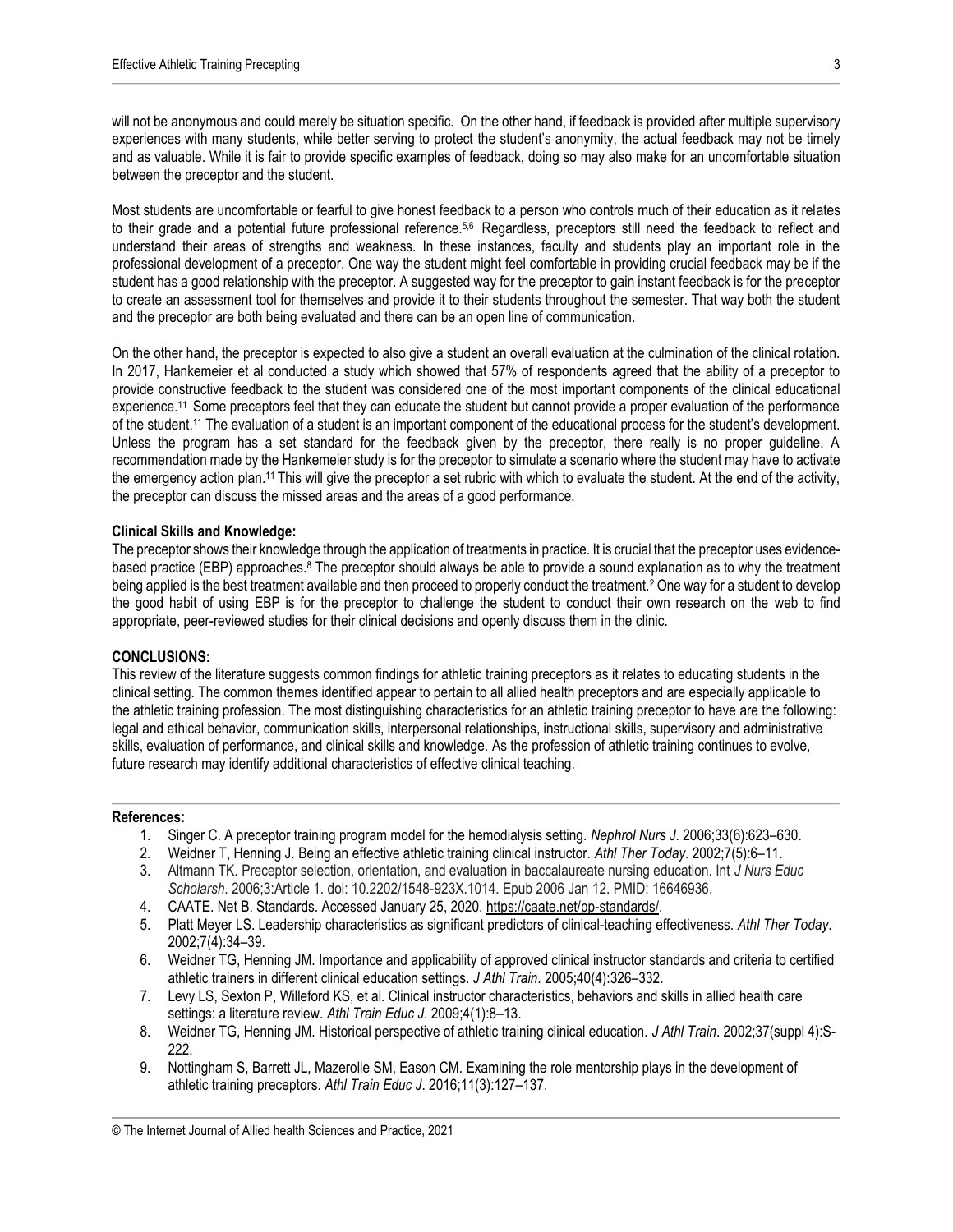will not be anonymous and could merely be situation specific. On the other hand, if feedback is provided after multiple supervisory experiences with many students, while better serving to protect the student's anonymity, the actual feedback may not be timely and as valuable. While it is fair to provide specific examples of feedback, doing so may also make for an uncomfortable situation between the preceptor and the student.

Most students are uncomfortable or fearful to give honest feedback to a person who controls much of their education as it relates to their grade and a potential future professional reference.[5,6] Regardless, preceptors still need the feedback to reflect and understand their areas of strengths and weakness. In these instances, faculty and students play an important role in the professional development of a preceptor. One way the student might feel comfortable in providing crucial feedback may be if the student has a good relationship with the preceptor. A suggested way for the preceptor to gain instant feedback is for the preceptor to create an assessment tool for themselves and provide it to their students throughout the semester. That way both the student and the preceptor are both being evaluated and there can be an open line of communication.

On the other hand, the preceptor is expected to also give a student an overall evaluation at the culmination of the clinical rotation. In 2017, Hankemeier et al conducted a study which showed that 57% of respondents agreed that the ability of a preceptor to provide constructive feedback to the student was considered one of the most important components of the clinical educational experience.[11] Some preceptors feel that they can educate the student but cannot provide a proper evaluation of the performance of the student.[11] The evaluation of a student is an important component of the educational process for the student's development. Unless the program has a set standard for the feedback given by the preceptor, there really is no proper guideline. A recommendation made by the Hankemeier study is for the preceptor to simulate a scenario where the student may have to activate the emergency action plan.[11] This will give the preceptor a set rubric with which to evaluate the student. At the end of the activity, the preceptor can discuss the missed areas and the areas of a good performance.

**Clinical Skills and Knowledge:**

The preceptor shows their knowledge through the application of treatments in practice. It is crucial that the preceptor uses evidence-based practice (EBP) approaches.[8] The preceptor should always be able to provide a sound explanation as to why the treatment being applied is the best treatment available and then proceed to properly conduct the treatment.[2] One way for a student to develop the good habit of using EBP is for the preceptor to challenge the student to conduct their own research on the web to find appropriate, peer-reviewed studies for their clinical decisions and openly discuss them in the clinic.

## CONCLUSIONS:

This review of the literature suggests common findings for athletic training preceptors as it relates to educating students in the clinical setting. The common themes identified appear to pertain to all allied health preceptors and are especially applicable to the athletic training profession. The most distinguishing characteristics for an athletic training preceptor to have are the following: legal and ethical behavior, communication skills, interpersonal relationships, instructional skills, supervisory and administrative skills, evaluation of performance, and clinical skills and knowledge. As the profession of athletic training continues to evolve, future research may identify additional characteristics of effective clinical teaching.

**References:**

1. Singer C. A preceptor training program model for the hemodialysis setting. *Nephrol Nurs J*. 2006;33(6):623–630.
2. Weidner T, Henning J. Being an effective athletic training clinical instructor. *Athl Ther Today*. 2002;7(5):6–11.
3. Altmann TK. Preceptor selection, orientation, and evaluation in baccalaureate nursing education. Int *J Nurs Educ Scholarsh*. 2006;3:Article 1. doi: 10.2202/1548-923X.1014. Epub 2006 Jan 12. PMID: 16646936.
4. CAATE. Net B. Standards. Accessed January 25, 2020. https://caate.net/pp-standards/.
5. Platt Meyer LS. Leadership characteristics as significant predictors of clinical-teaching effectiveness. *Athl Ther Today*. 2002;7(4):34–39.
6. Weidner TG, Henning JM. Importance and applicability of approved clinical instructor standards and criteria to certified athletic trainers in different clinical education settings. *J Athl Train*. 2005;40(4):326–332.
7. Levy LS, Sexton P, Willeford KS, et al. Clinical instructor characteristics, behaviors and skills in allied health care settings: a literature review. *Athl Train Educ J*. 2009;4(1):8–13.
8. Weidner TG, Henning JM. Historical perspective of athletic training clinical education. *J Athl Train*. 2002;37(suppl 4):S-222.
9. Nottingham S, Barrett JL, Mazerolle SM, Eason CM. Examining the role mentorship plays in the development of athletic training preceptors. *Athl Train Educ J*. 2016;11(3):127–137.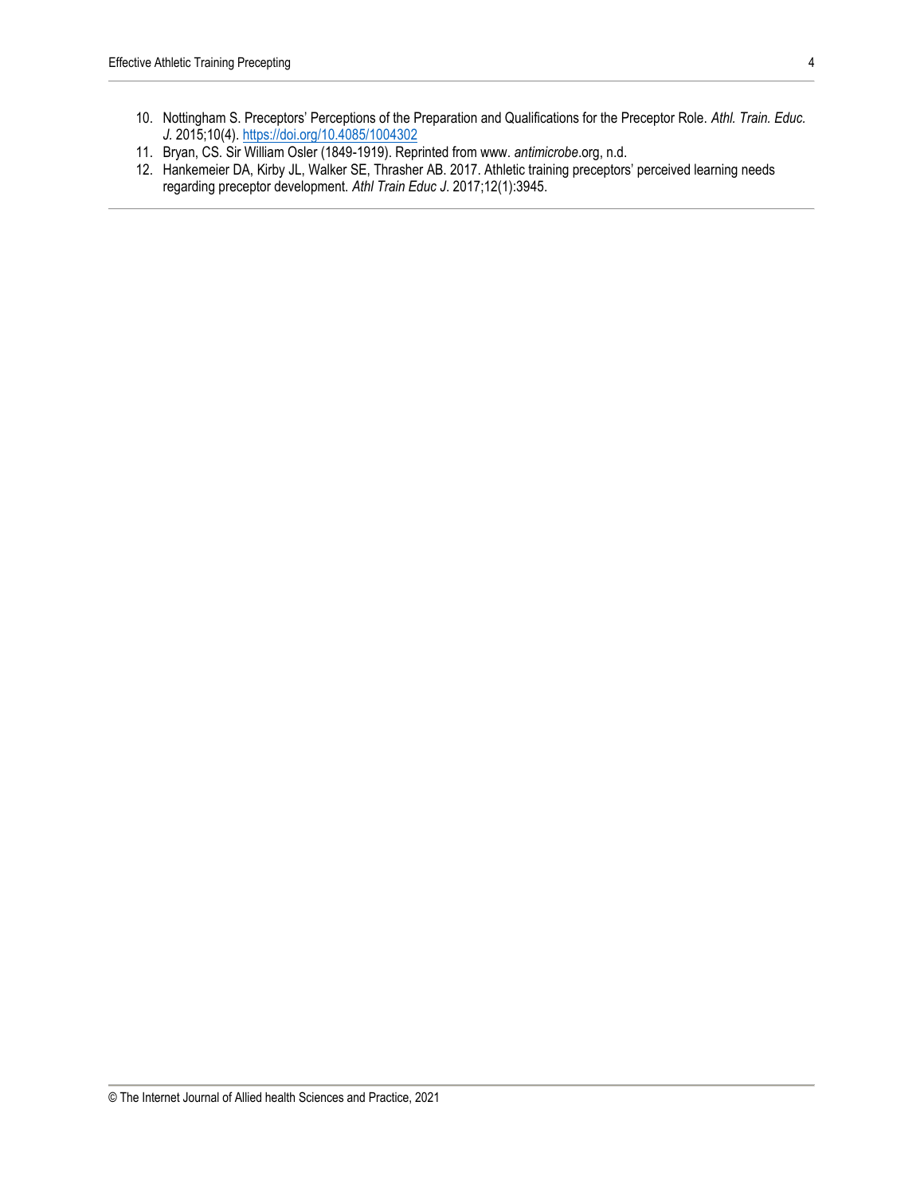10. Nottingham S. Preceptors' Perceptions of the Preparation and Qualifications for the Preceptor Role. *Athl. Train. Educ. J.* 2015;10(4). https://doi.org/10.4085/1004302
11. Bryan, CS. Sir William Osler (1849-1919). Reprinted from www. *antimicrobe*.org, n.d.
12. Hankemeier DA, Kirby JL, Walker SE, Thrasher AB. 2017. Athletic training preceptors' perceived learning needs regarding preceptor development. *Athl Train Educ J*. 2017;12(1):3945.